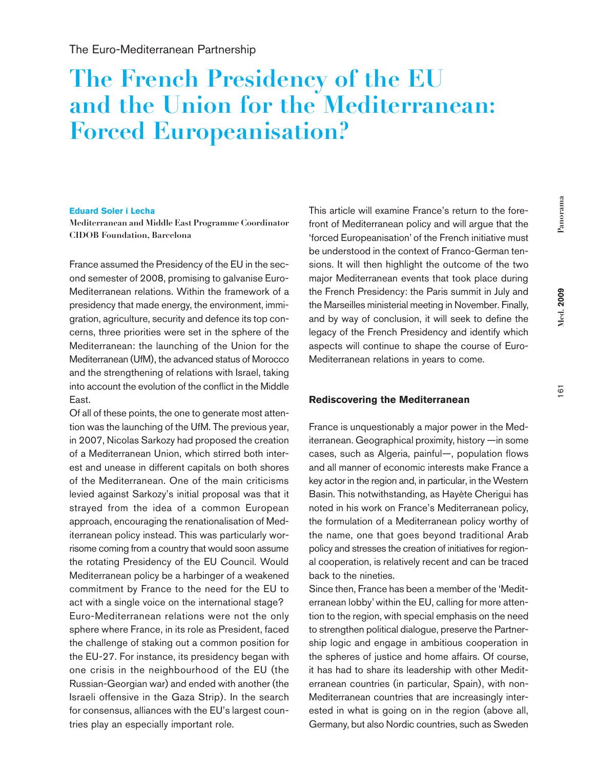The Euro-Mediterranean Partnership

# The French Presidency of the EU and the Union for the Mediterranean: Forced Europeanisation?

**Eduard Soler i Lecha**
**Mediterranean and Middle East Programme Coordinator**
**CIDOB Foundation, Barcelona**

France assumed the Presidency of the EU in the second semester of 2008, promising to galvanise Euro-Mediterranean relations. Within the framework of a presidency that made energy, the environment, immigration, agriculture, security and defence its top concerns, three priorities were set in the sphere of the Mediterranean: the launching of the Union for the Mediterranean (UfM), the advanced status of Morocco and the strengthening of relations with Israel, taking into account the evolution of the conflict in the Middle East.

Of all of these points, the one to generate most attention was the launching of the UfM. The previous year, in 2007, Nicolas Sarkozy had proposed the creation of a Mediterranean Union, which stirred both interest and unease in different capitals on both shores of the Mediterranean. One of the main criticisms levied against Sarkozy's initial proposal was that it strayed from the idea of a common European approach, encouraging the renationalisation of Mediterranean policy instead. This was particularly worrisome coming from a country that would soon assume the rotating Presidency of the EU Council. Would Mediterranean policy be a harbinger of a weakened commitment by France to the need for the EU to act with a single voice on the international stage?

Euro-Mediterranean relations were not the only sphere where France, in its role as President, faced the challenge of staking out a common position for the EU-27. For instance, its presidency began with one crisis in the neighbourhood of the EU (the Russian-Georgian war) and ended with another (the Israeli offensive in the Gaza Strip). In the search for consensus, alliances with the EU's largest countries play an especially important role.

This article will examine France's return to the forefront of Mediterranean policy and will argue that the 'forced Europeanisation' of the French initiative must be understood in the context of Franco-German tensions. It will then highlight the outcome of the two major Mediterranean events that took place during the French Presidency: the Paris summit in July and the Marseilles ministerial meeting in November. Finally, and by way of conclusion, it will seek to define the legacy of the French Presidency and identify which aspects will continue to shape the course of Euro-Mediterranean relations in years to come.

## Rediscovering the Mediterranean

France is unquestionably a major power in the Mediterranean. Geographical proximity, history —in some cases, such as Algeria, painful—, population flows and all manner of economic interests make France a key actor in the region and, in particular, in the Western Basin. This notwithstanding, as Hayète Cherigui has noted in his work on France's Mediterranean policy, the formulation of a Mediterranean policy worthy of the name, one that goes beyond traditional Arab policy and stresses the creation of initiatives for regional cooperation, is relatively recent and can be traced back to the nineties.

Since then, France has been a member of the 'Mediterranean lobby' within the EU, calling for more attention to the region, with special emphasis on the need to strengthen political dialogue, preserve the Partnership logic and engage in ambitious cooperation in the spheres of justice and home affairs. Of course, it has had to share its leadership with other Mediterranean countries (in particular, Spain), with non-Mediterranean countries that are increasingly interested in what is going on in the region (above all, Germany, but also Nordic countries, such as Sweden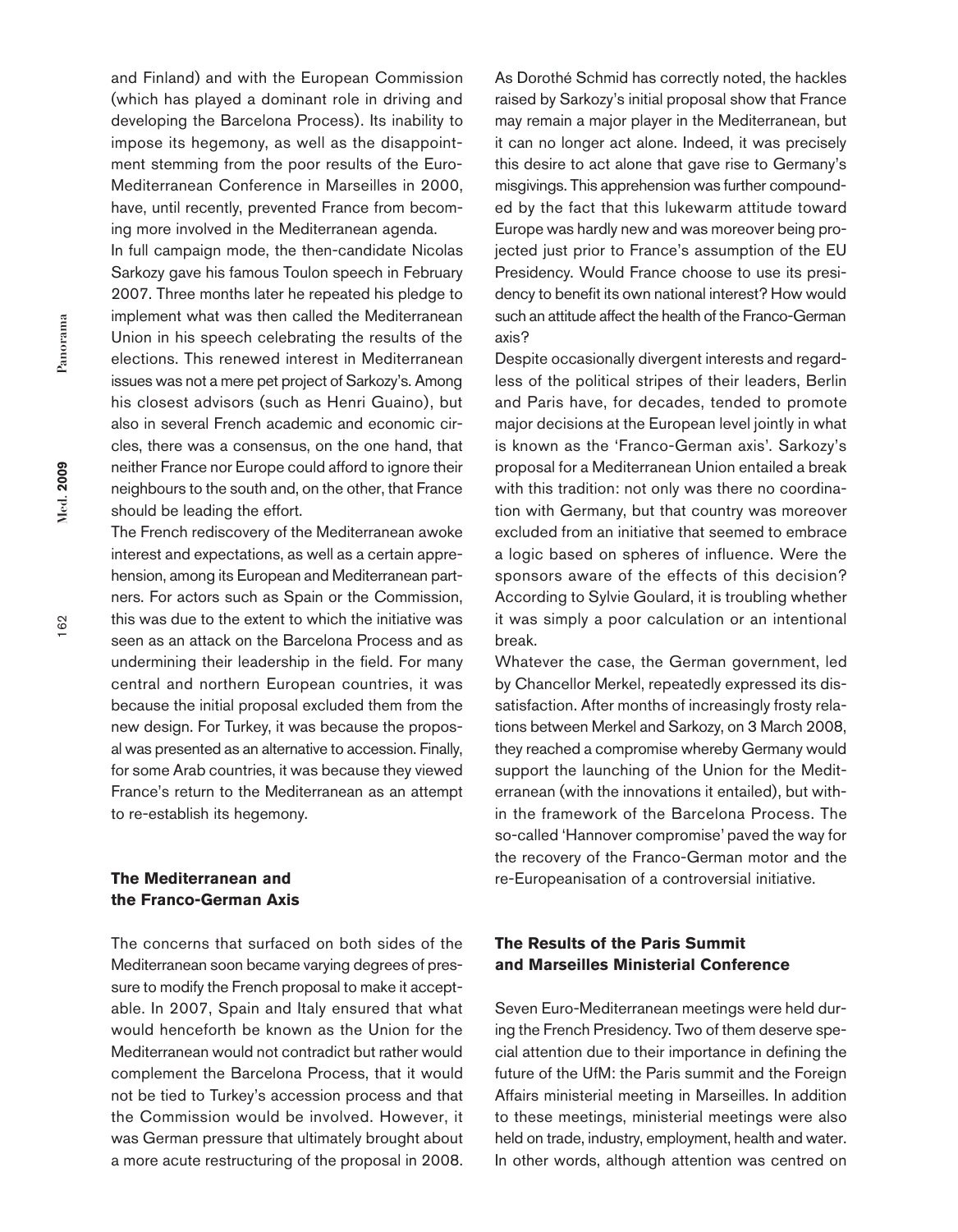and Finland) and with the European Commission (which has played a dominant role in driving and developing the Barcelona Process). Its inability to impose its hegemony, as well as the disappointment stemming from the poor results of the Euro-Mediterranean Conference in Marseilles in 2000, have, until recently, prevented France from becoming more involved in the Mediterranean agenda.

In full campaign mode, the then-candidate Nicolas Sarkozy gave his famous Toulon speech in February 2007. Three months later he repeated his pledge to implement what was then called the Mediterranean Union in his speech celebrating the results of the elections. This renewed interest in Mediterranean issues was not a mere pet project of Sarkozy's. Among his closest advisors (such as Henri Guaino), but also in several French academic and economic circles, there was a consensus, on the one hand, that neither France nor Europe could afford to ignore their neighbours to the south and, on the other, that France should be leading the effort.

The French rediscovery of the Mediterranean awoke interest and expectations, as well as a certain apprehension, among its European and Mediterranean partners. For actors such as Spain or the Commission, this was due to the extent to which the initiative was seen as an attack on the Barcelona Process and as undermining their leadership in the field. For many central and northern European countries, it was because the initial proposal excluded them from the new design. For Turkey, it was because the proposal was presented as an alternative to accession. Finally, for some Arab countries, it was because they viewed France's return to the Mediterranean as an attempt to re-establish its hegemony.

## The Mediterranean and the Franco-German Axis

The concerns that surfaced on both sides of the Mediterranean soon became varying degrees of pressure to modify the French proposal to make it acceptable. In 2007, Spain and Italy ensured that what would henceforth be known as the Union for the Mediterranean would not contradict but rather would complement the Barcelona Process, that it would not be tied to Turkey's accession process and that the Commission would be involved. However, it was German pressure that ultimately brought about a more acute restructuring of the proposal in 2008. As Dorothé Schmid has correctly noted, the hackles raised by Sarkozy's initial proposal show that France may remain a major player in the Mediterranean, but it can no longer act alone. Indeed, it was precisely this desire to act alone that gave rise to Germany's misgivings. This apprehension was further compounded by the fact that this lukewarm attitude toward Europe was hardly new and was moreover being projected just prior to France's assumption of the EU Presidency. Would France choose to use its presidency to benefit its own national interest? How would such an attitude affect the health of the Franco-German axis?

Despite occasionally divergent interests and regardless of the political stripes of their leaders, Berlin and Paris have, for decades, tended to promote major decisions at the European level jointly in what is known as the 'Franco-German axis'. Sarkozy's proposal for a Mediterranean Union entailed a break with this tradition: not only was there no coordination with Germany, but that country was moreover excluded from an initiative that seemed to embrace a logic based on spheres of influence. Were the sponsors aware of the effects of this decision? According to Sylvie Goulard, it is troubling whether it was simply a poor calculation or an intentional break.

Whatever the case, the German government, led by Chancellor Merkel, repeatedly expressed its dissatisfaction. After months of increasingly frosty relations between Merkel and Sarkozy, on 3 March 2008, they reached a compromise whereby Germany would support the launching of the Union for the Mediterranean (with the innovations it entailed), but within the framework of the Barcelona Process. The so-called 'Hannover compromise' paved the way for the recovery of the Franco-German motor and the re-Europeanisation of a controversial initiative.

## The Results of the Paris Summit and Marseilles Ministerial Conference

Seven Euro-Mediterranean meetings were held during the French Presidency. Two of them deserve special attention due to their importance in defining the future of the UfM: the Paris summit and the Foreign Affairs ministerial meeting in Marseilles. In addition to these meetings, ministerial meetings were also held on trade, industry, employment, health and water. In other words, although attention was centred on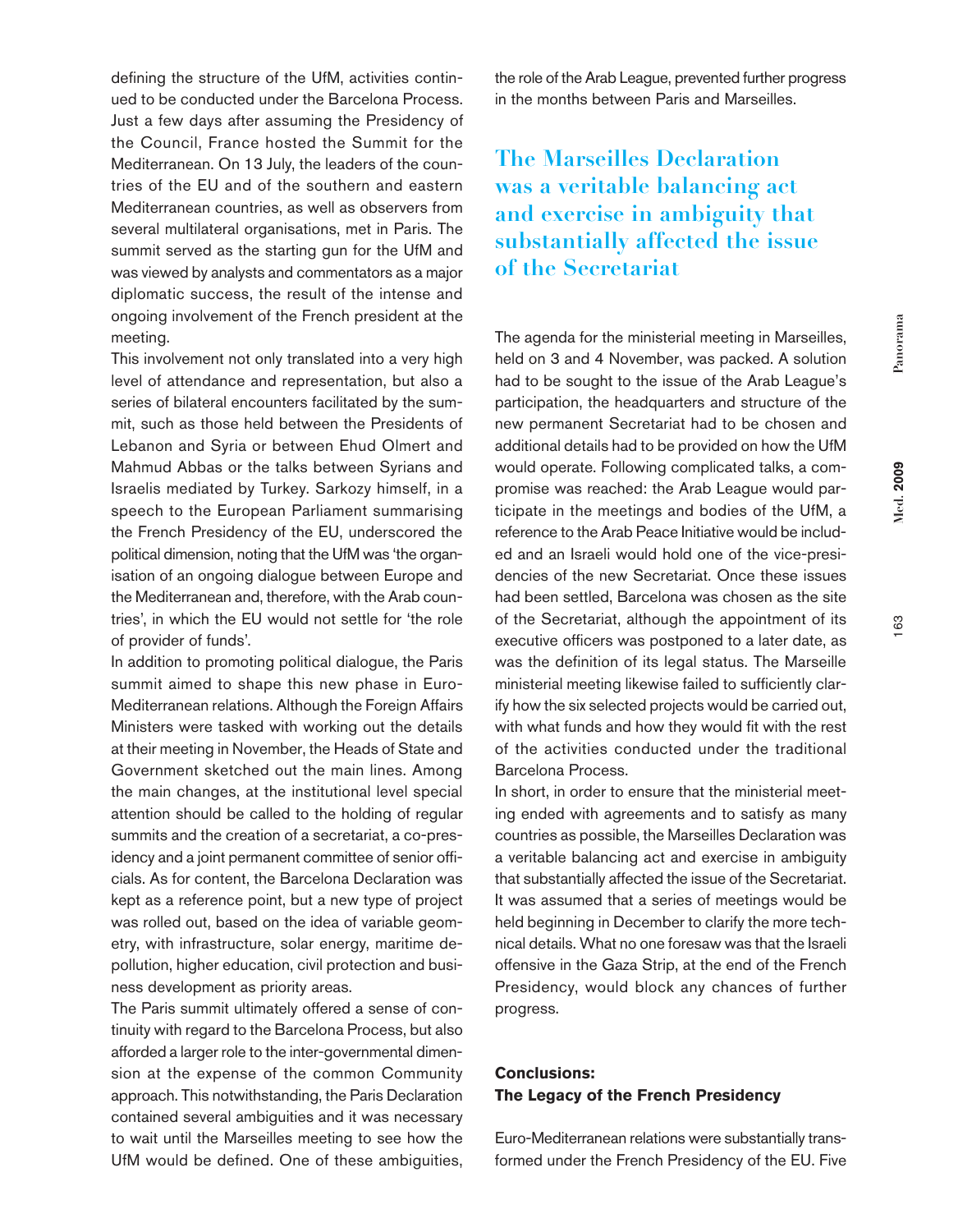defining the structure of the UfM, activities continued to be conducted under the Barcelona Process. Just a few days after assuming the Presidency of the Council, France hosted the Summit for the Mediterranean. On 13 July, the leaders of the countries of the EU and of the southern and eastern Mediterranean countries, as well as observers from several multilateral organisations, met in Paris. The summit served as the starting gun for the UfM and was viewed by analysts and commentators as a major diplomatic success, the result of the intense and ongoing involvement of the French president at the meeting.

This involvement not only translated into a very high level of attendance and representation, but also a series of bilateral encounters facilitated by the summit, such as those held between the Presidents of Lebanon and Syria or between Ehud Olmert and Mahmud Abbas or the talks between Syrians and Israelis mediated by Turkey. Sarkozy himself, in a speech to the European Parliament summarising the French Presidency of the EU, underscored the political dimension, noting that the UfM was 'the organisation of an ongoing dialogue between Europe and the Mediterranean and, therefore, with the Arab countries', in which the EU would not settle for 'the role of provider of funds'.

In addition to promoting political dialogue, the Paris summit aimed to shape this new phase in Euro-Mediterranean relations. Although the Foreign Affairs Ministers were tasked with working out the details at their meeting in November, the Heads of State and Government sketched out the main lines. Among the main changes, at the institutional level special attention should be called to the holding of regular summits and the creation of a secretariat, a co-presidency and a joint permanent committee of senior officials. As for content, the Barcelona Declaration was kept as a reference point, but a new type of project was rolled out, based on the idea of variable geometry, with infrastructure, solar energy, maritime depollution, higher education, civil protection and business development as priority areas.

The Paris summit ultimately offered a sense of continuity with regard to the Barcelona Process, but also afforded a larger role to the inter-governmental dimension at the expense of the common Community approach. This notwithstanding, the Paris Declaration contained several ambiguities and it was necessary to wait until the Marseilles meeting to see how the UfM would be defined. One of these ambiguities, the role of the Arab League, prevented further progress in the months between Paris and Marseilles.

**The Marseilles Declaration was a veritable balancing act and exercise in ambiguity that substantially affected the issue of the Secretariat**

The agenda for the ministerial meeting in Marseilles, held on 3 and 4 November, was packed. A solution had to be sought to the issue of the Arab League's participation, the headquarters and structure of the new permanent Secretariat had to be chosen and additional details had to be provided on how the UfM would operate. Following complicated talks, a compromise was reached: the Arab League would participate in the meetings and bodies of the UfM, a reference to the Arab Peace Initiative would be included and an Israeli would hold one of the vice-presidencies of the new Secretariat. Once these issues had been settled, Barcelona was chosen as the site of the Secretariat, although the appointment of its executive officers was postponed to a later date, as was the definition of its legal status. The Marseille ministerial meeting likewise failed to sufficiently clarify how the six selected projects would be carried out, with what funds and how they would fit with the rest of the activities conducted under the traditional Barcelona Process.

In short, in order to ensure that the ministerial meeting ended with agreements and to satisfy as many countries as possible, the Marseilles Declaration was a veritable balancing act and exercise in ambiguity that substantially affected the issue of the Secretariat. It was assumed that a series of meetings would be held beginning in December to clarify the more technical details. What no one foresaw was that the Israeli offensive in the Gaza Strip, at the end of the French Presidency, would block any chances of further progress.

## Conclusions: The Legacy of the French Presidency

Euro-Mediterranean relations were substantially transformed under the French Presidency of the EU. Five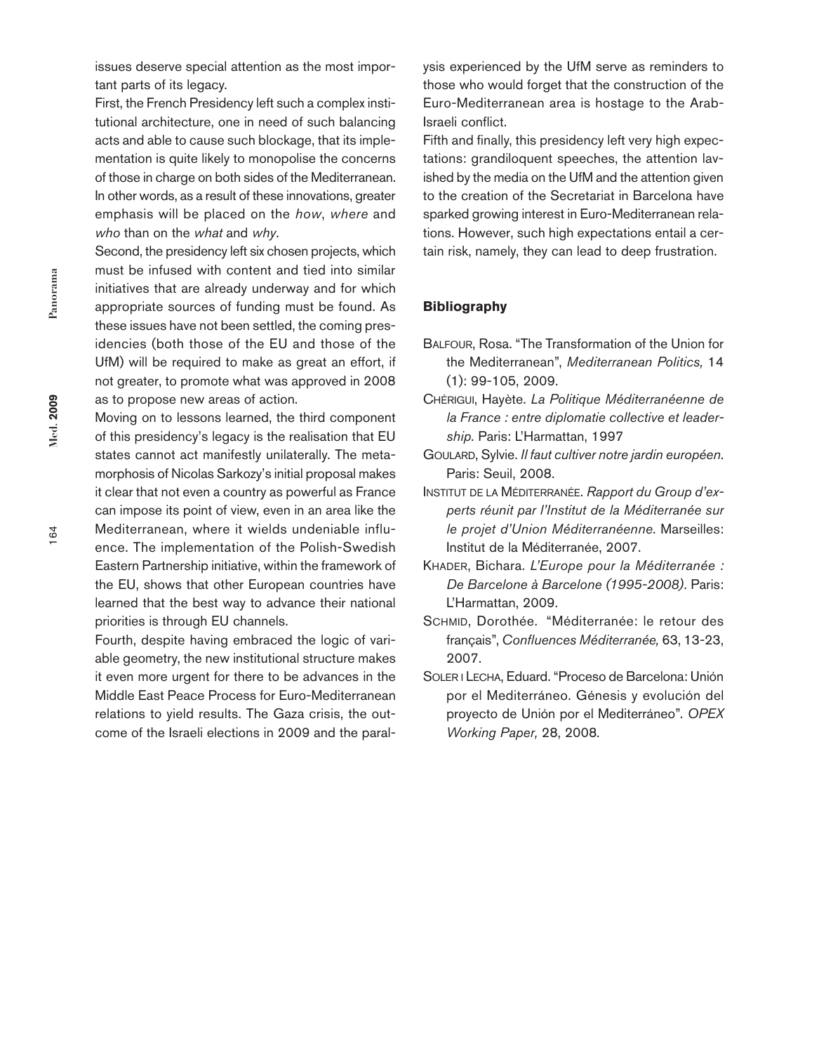issues deserve special attention as the most important parts of its legacy.

First, the French Presidency left such a complex institutional architecture, one in need of such balancing acts and able to cause such blockage, that its implementation is quite likely to monopolise the concerns of those in charge on both sides of the Mediterranean. In other words, as a result of these innovations, greater emphasis will be placed on the *how*, *where* and *who* than on the *what* and *why*.

Second, the presidency left six chosen projects, which must be infused with content and tied into similar initiatives that are already underway and for which appropriate sources of funding must be found. As these issues have not been settled, the coming presidencies (both those of the EU and those of the UfM) will be required to make as great an effort, if not greater, to promote what was approved in 2008 as to propose new areas of action.

Moving on to lessons learned, the third component of this presidency's legacy is the realisation that EU states cannot act manifestly unilaterally. The metamorphosis of Nicolas Sarkozy's initial proposal makes it clear that not even a country as powerful as France can impose its point of view, even in an area like the Mediterranean, where it wields undeniable influence. The implementation of the Polish-Swedish Eastern Partnership initiative, within the framework of the EU, shows that other European countries have learned that the best way to advance their national priorities is through EU channels.

Fourth, despite having embraced the logic of variable geometry, the new institutional structure makes it even more urgent for there to be advances in the Middle East Peace Process for Euro-Mediterranean relations to yield results. The Gaza crisis, the outcome of the Israeli elections in 2009 and the paralysis experienced by the UfM serve as reminders to those who would forget that the construction of the Euro-Mediterranean area is hostage to the Arab-Israeli conflict.

Fifth and finally, this presidency left very high expectations: grandiloquent speeches, the attention lavished by the media on the UfM and the attention given to the creation of the Secretariat in Barcelona have sparked growing interest in Euro-Mediterranean relations. However, such high expectations entail a certain risk, namely, they can lead to deep frustration.

## Bibliography

- BALFOUR, Rosa. "The Transformation of the Union for the Mediterranean", *Mediterranean Politics,* 14 (1): 99-105, 2009.
- CHÉRIGUI, Hayète. *La Politique Méditerranéenne de la France : entre diplomatie collective et leadership*. Paris: L'Harmattan, 1997
- GOULARD, Sylvie. *Il faut cultiver notre jardin européen*. Paris: Seuil, 2008.
- INSTITUT DE LA MÉDITERRANÉE. *Rapport du Group d'experts réunit par l'Institut de la Méditerranée sur le projet d'Union Méditerranéenne*. Marseilles: Institut de la Méditerranée, 2007.
- KHADER, Bichara. *L'Europe pour la Méditerranée : De Barcelone à Barcelone (1995-2008)*. Paris: L'Harmattan, 2009.
- SCHMID, Dorothée. "Méditerranée: le retour des français", *Confluences Méditerranée,* 63, 13-23, 2007.
- SOLER I LECHA, Eduard. "Proceso de Barcelona: Unión por el Mediterráneo. Génesis y evolución del proyecto de Unión por el Mediterráneo". *OPEX Working Paper,* 28, 2008.